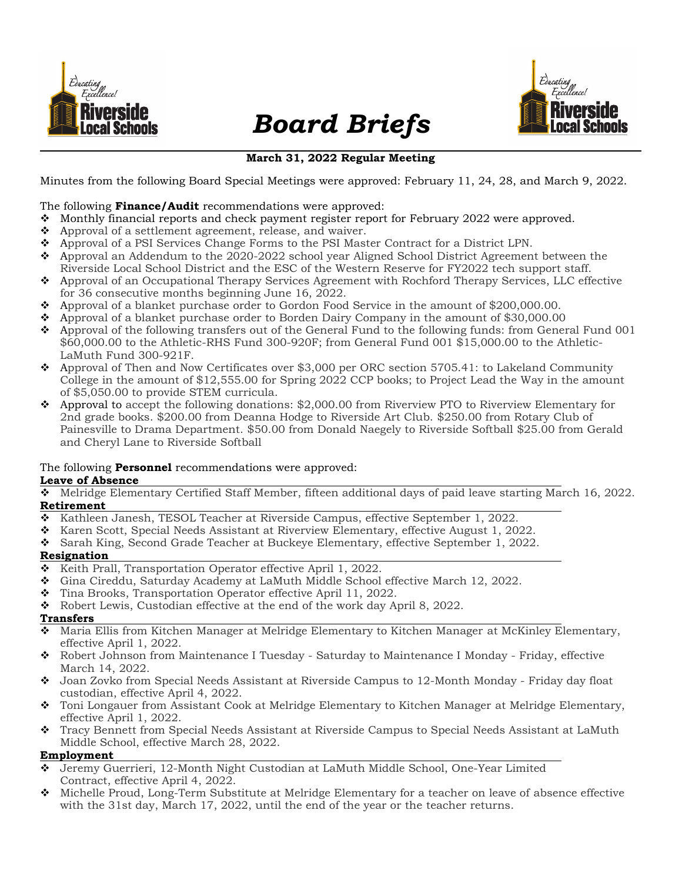# Board Briefs

**March 31, 2022 Regular Meeting**

Minutes from the following Board Special Meetings were approved: February 11, 24, 28, and March 9, 2022.

The following **Finance/Audit** recommendations were approved:

- Monthly financial reports and check payment register report for February 2022 were approved.
- Approval of a settlement agreement, release, and waiver.
- Approval of a PSI Services Change Forms to the PSI Master Contract for a District LPN.
- Approval an Addendum to the 2020-2022 school year Aligned School District Agreement between the Riverside Local School District and the ESC of the Western Reserve for FY2022 tech support staff.
- Approval of an Occupational Therapy Services Agreement with Rochford Therapy Services, LLC effective for 36 consecutive months beginning June 16, 2022.
- Approval of a blanket purchase order to Gordon Food Service in the amount of $200,000.00.
- Approval of a blanket purchase order to Borden Dairy Company in the amount of $30,000.00
- Approval of the following transfers out of the General Fund to the following funds: from General Fund 001 $60,000.00 to the Athletic-RHS Fund 300-920F; from General Fund 001 $15,000.00 to the Athletic-LaMuth Fund 300-921F.
- Approval of Then and Now Certificates over $3,000 per ORC section 5705.41: to Lakeland Community College in the amount of $12,555.00 for Spring 2022 CCP books; to Project Lead the Way in the amount of $5,050.00 to provide STEM curricula.
- Approval to accept the following donations: $2,000.00 from Riverview PTO to Riverview Elementary for 2nd grade books. $200.00 from Deanna Hodge to Riverside Art Club. $250.00 from Rotary Club of Painesville to Drama Department. $50.00 from Donald Naegely to Riverside Softball $25.00 from Gerald and Cheryl Lane to Riverside Softball

The following **Personnel** recommendations were approved:

**Leave of Absence**

- Melridge Elementary Certified Staff Member, fifteen additional days of paid leave starting March 16, 2022.

**Retirement**

- Kathleen Janesh, TESOL Teacher at Riverside Campus, effective September 1, 2022.
- Karen Scott, Special Needs Assistant at Riverview Elementary, effective August 1, 2022.
- Sarah King, Second Grade Teacher at Buckeye Elementary, effective September 1, 2022.

**Resignation**

- Keith Prall, Transportation Operator effective April 1, 2022.
- Gina Cireddu, Saturday Academy at LaMuth Middle School effective March 12, 2022.
- Tina Brooks, Transportation Operator effective April 11, 2022.
- Robert Lewis, Custodian effective at the end of the work day April 8, 2022.

**Transfers**

- Maria Ellis from Kitchen Manager at Melridge Elementary to Kitchen Manager at McKinley Elementary, effective April 1, 2022.
- Robert Johnson from Maintenance I Tuesday - Saturday to Maintenance I Monday - Friday, effective March 14, 2022.
- Joan Zovko from Special Needs Assistant at Riverside Campus to 12-Month Monday - Friday day float custodian, effective April 4, 2022.
- Toni Longauer from Assistant Cook at Melridge Elementary to Kitchen Manager at Melridge Elementary, effective April 1, 2022.
- Tracy Bennett from Special Needs Assistant at Riverside Campus to Special Needs Assistant at LaMuth Middle School, effective March 28, 2022.

**Employment**

- Jeremy Guerrieri, 12-Month Night Custodian at LaMuth Middle School, One-Year Limited Contract, effective April 4, 2022.
- Michelle Proud, Long-Term Substitute at Melridge Elementary for a teacher on leave of absence effective with the 31st day, March 17, 2022, until the end of the year or the teacher returns.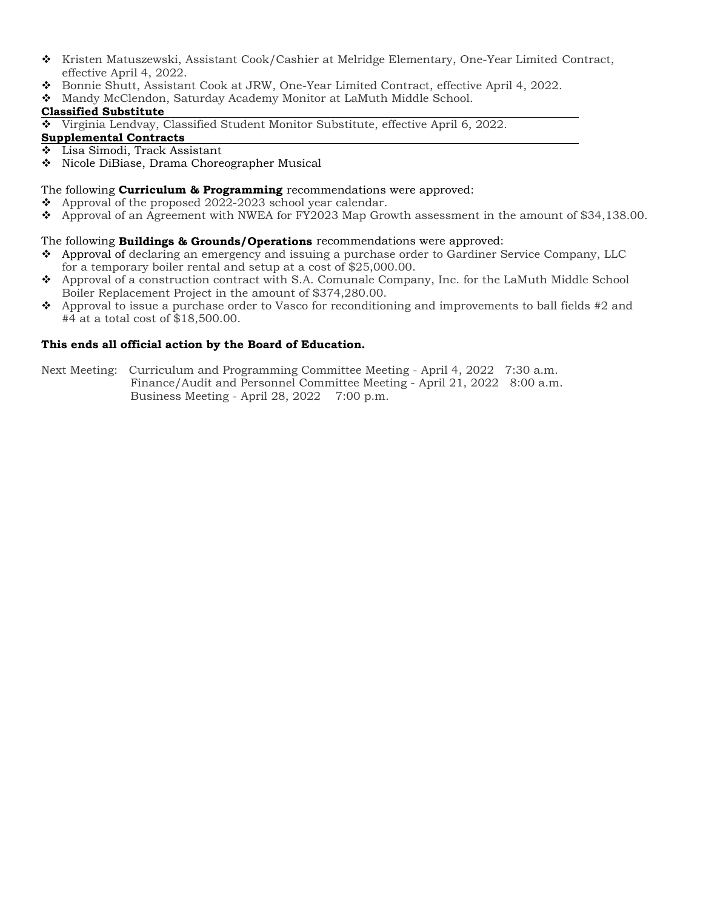- Kristen Matuszewski, Assistant Cook/Cashier at Melridge Elementary, One-Year Limited Contract, effective April 4, 2022.
- Bonnie Shutt, Assistant Cook at JRW, One-Year Limited Contract, effective April 4, 2022.
- Mandy McClendon, Saturday Academy Monitor at LaMuth Middle School.

**Classified Substitute**

- Virginia Lendvay, Classified Student Monitor Substitute, effective April 6, 2022.

**Supplemental Contracts**

- Lisa Simodi, Track Assistant
- Nicole DiBiase, Drama Choreographer Musical

The following **Curriculum & Programming** recommendations were approved:

- Approval of the proposed 2022-2023 school year calendar.
- Approval of an Agreement with NWEA for FY2023 Map Growth assessment in the amount of $34,138.00.

The following **Buildings & Grounds/Operations** recommendations were approved:

- Approval of declaring an emergency and issuing a purchase order to Gardiner Service Company, LLC for a temporary boiler rental and setup at a cost of $25,000.00.
- Approval of a construction contract with S.A. Comunale Company, Inc. for the LaMuth Middle School Boiler Replacement Project in the amount of $374,280.00.
- Approval to issue a purchase order to Vasco for reconditioning and improvements to ball fields #2 and #4 at a total cost of $18,500.00.

**This ends all official action by the Board of Education.**

Next Meeting: Curriculum and Programming Committee Meeting - April 4, 2022 7:30 a.m.
Finance/Audit and Personnel Committee Meeting - April 21, 2022 8:00 a.m.
Business Meeting - April 28, 2022 7:00 p.m.